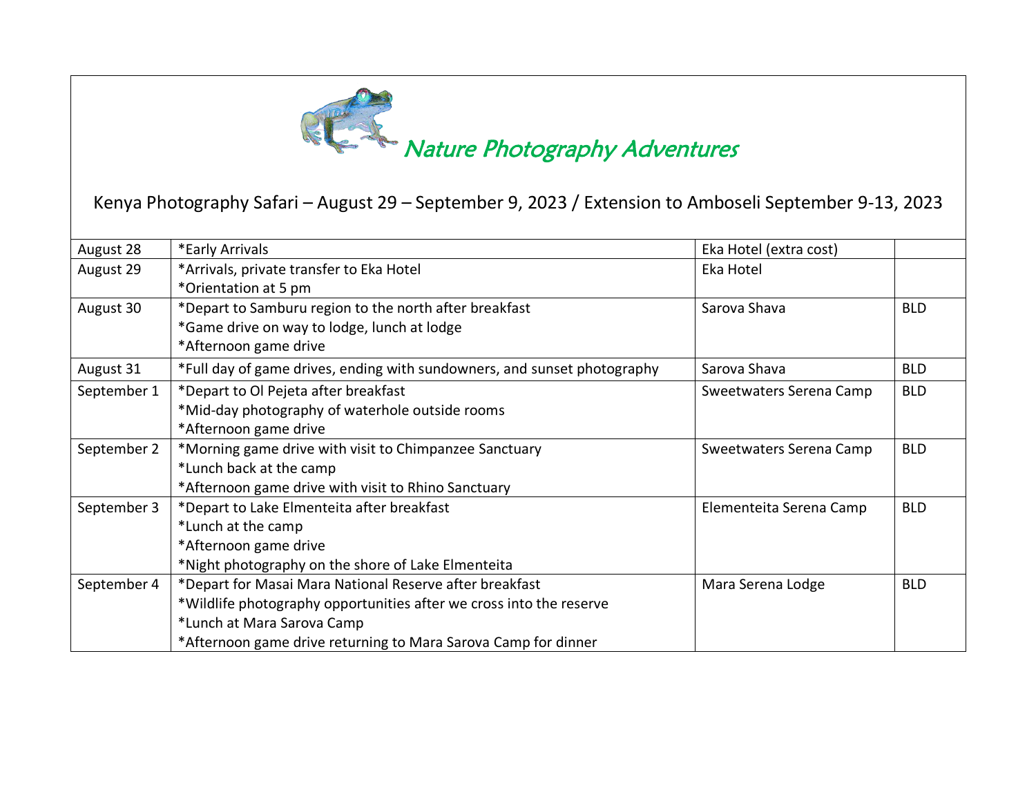# Nature Photography Adventures

## Kenya Photography Safari – August 29 – September 9, 2023 / Extension to Amboseli September 9-13, 2023

| | | | |
|---|---|---|---|
| August 28 | *Early Arrivals | Eka Hotel (extra cost) | |
| August 29 | *Arrivals, private transfer to Eka Hotel<br>*Orientation at 5 pm | Eka Hotel | |
| August 30 | *Depart to Samburu region to the north after breakfast<br>*Game drive on way to lodge, lunch at lodge<br>*Afternoon game drive | Sarova Shava | BLD |
| August 31 | *Full day of game drives, ending with sundowners, and sunset photography | Sarova Shava | BLD |
| September 1 | *Depart to Ol Pejeta after breakfast<br>*Mid-day photography of waterhole outside rooms<br>*Afternoon game drive | Sweetwaters Serena Camp | BLD |
| September 2 | *Morning game drive with visit to Chimpanzee Sanctuary<br>*Lunch back at the camp<br>*Afternoon game drive with visit to Rhino Sanctuary | Sweetwaters Serena Camp | BLD |
| September 3 | *Depart to Lake Elmenteita after breakfast<br>*Lunch at the camp<br>*Afternoon game drive<br>*Night photography on the shore of Lake Elmenteita | Elementeita Serena Camp | BLD |
| September 4 | *Depart for Masai Mara National Reserve after breakfast<br>*Wildlife photography opportunities after we cross into the reserve<br>*Lunch at Mara Sarova Camp<br>*Afternoon game drive returning to Mara Sarova Camp for dinner | Mara Serena Lodge | BLD |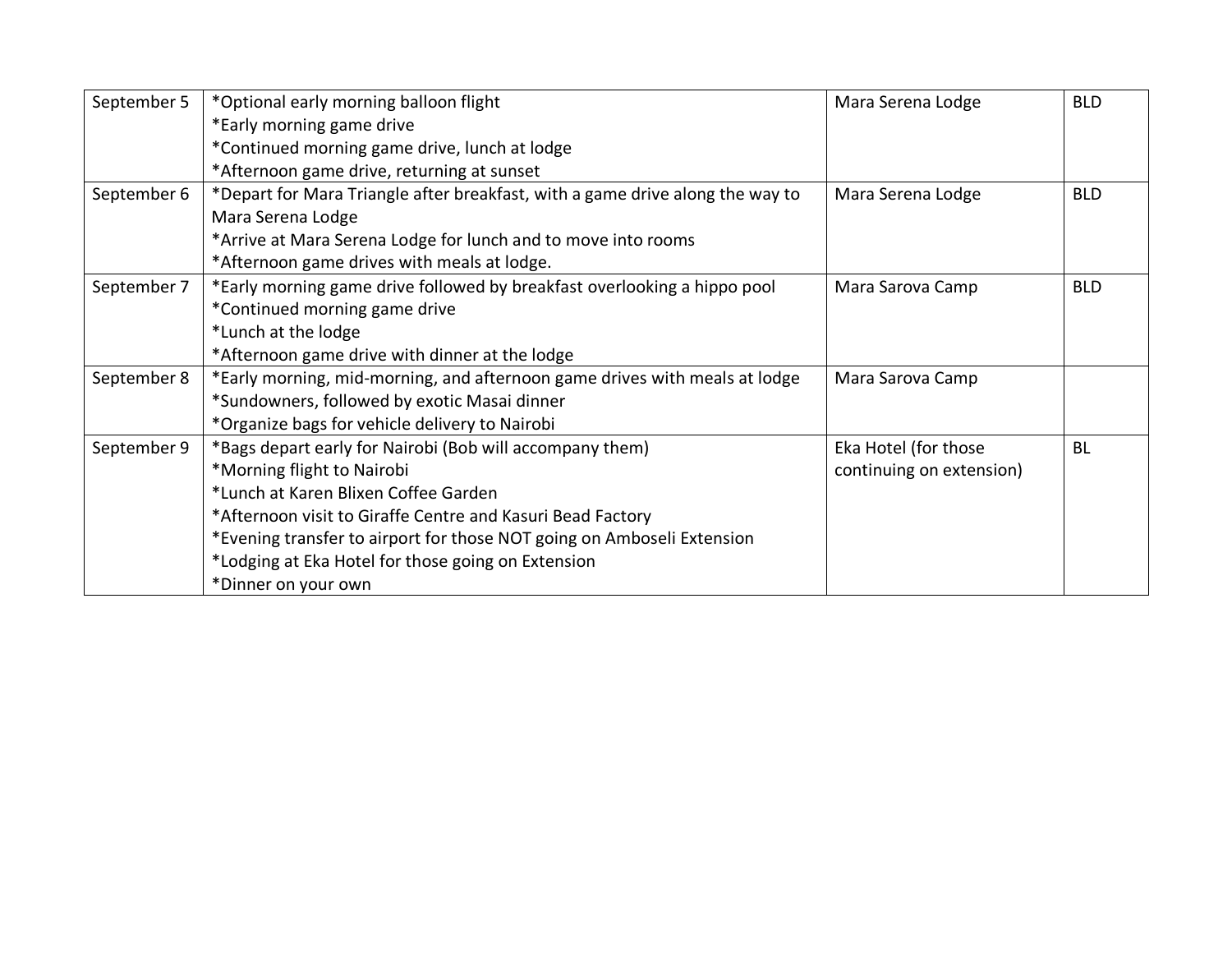| | | | |
|---|---|---|---|
| September 5 | *Optional early morning balloon flight<br>*Early morning game drive<br>*Continued morning game drive, lunch at lodge<br>*Afternoon game drive, returning at sunset | Mara Serena Lodge | BLD |
| September 6 | *Depart for Mara Triangle after breakfast, with a game drive along the way to Mara Serena Lodge<br>*Arrive at Mara Serena Lodge for lunch and to move into rooms<br>*Afternoon game drives with meals at lodge. | Mara Serena Lodge | BLD |
| September 7 | *Early morning game drive followed by breakfast overlooking a hippo pool<br>*Continued morning game drive<br>*Lunch at the lodge<br>*Afternoon game drive with dinner at the lodge | Mara Sarova Camp | BLD |
| September 8 | *Early morning, mid-morning, and afternoon game drives with meals at lodge<br>*Sundowners, followed by exotic Masai dinner<br>*Organize bags for vehicle delivery to Nairobi | Mara Sarova Camp | |
| September 9 | *Bags depart early for Nairobi (Bob will accompany them)<br>*Morning flight to Nairobi<br>*Lunch at Karen Blixen Coffee Garden<br>*Afternoon visit to Giraffe Centre and Kasuri Bead Factory<br>*Evening transfer to airport for those NOT going on Amboseli Extension<br>*Lodging at Eka Hotel for those going on Extension<br>*Dinner on your own | Eka Hotel (for those continuing on extension) | BL |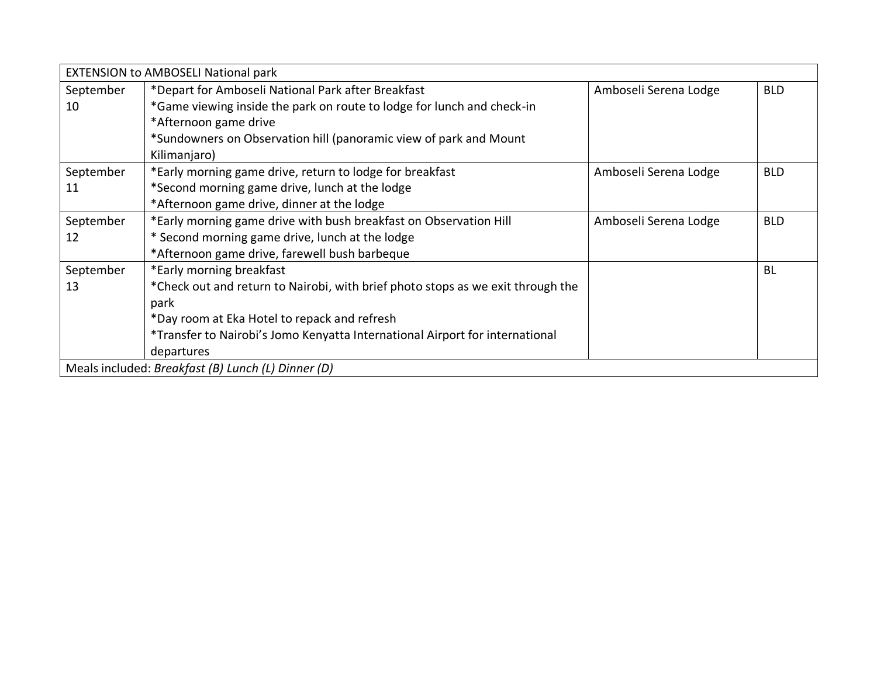| | | | |
|---|---|---|---|
| EXTENSION to AMBOSELI National park | | | |
| September 10 | *Depart for Amboseli National Park after Breakfast<br>*Game viewing inside the park on route to lodge for lunch and check-in<br>*Afternoon game drive<br>*Sundowners on Observation hill (panoramic view of park and Mount Kilimanjaro) | Amboseli Serena Lodge | BLD |
| September 11 | *Early morning game drive, return to lodge for breakfast<br>*Second morning game drive, lunch at the lodge<br>*Afternoon game drive, dinner at the lodge | Amboseli Serena Lodge | BLD |
| September 12 | *Early morning game drive with bush breakfast on Observation Hill<br>* Second morning game drive, lunch at the lodge<br>*Afternoon game drive, farewell bush barbeque | Amboseli Serena Lodge | BLD |
| September 13 | *Early morning breakfast<br>*Check out and return to Nairobi, with brief photo stops as we exit through the park<br>*Day room at Eka Hotel to repack and refresh<br>*Transfer to Nairobi's Jomo Kenyatta International Airport for international departures | | BL |
| Meals included: *Breakfast (B) Lunch (L) Dinner (D)* | | | |